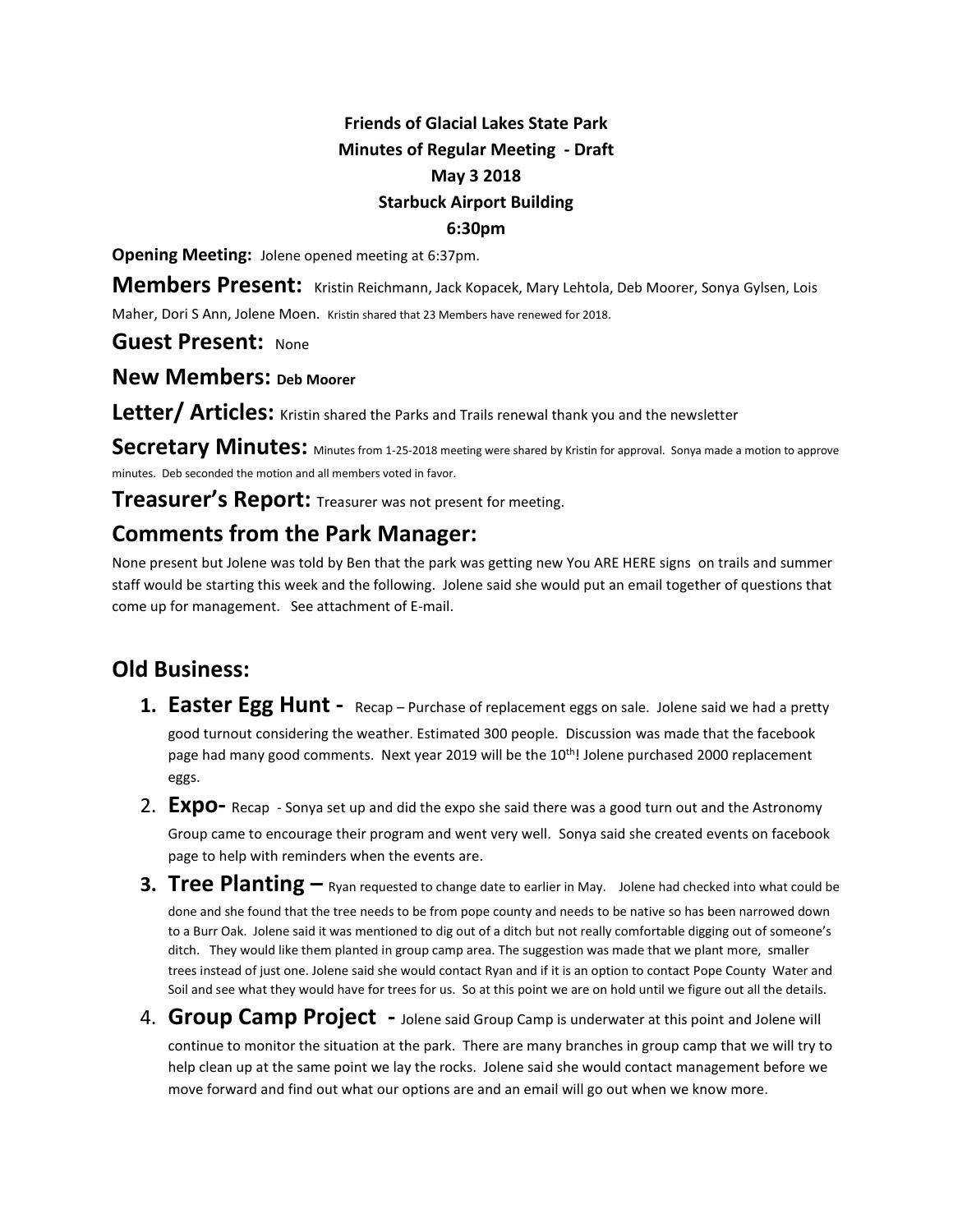**Friends of Glacial Lakes State Park**
**Minutes of Regular Meeting - Draft**
**May 3 2018**
**Starbuck Airport Building**
**6:30pm**

**Opening Meeting:** Jolene opened meeting at 6:37pm.

**Members Present:** Kristin Reichmann, Jack Kopacek, Mary Lehtola, Deb Moorer, Sonya Gylsen, Lois Maher, Dori S Ann, Jolene Moen. Kristin shared that 23 Members have renewed for 2018.

**Guest Present:** None

**New Members:** **Deb Moorer**

**Letter/ Articles:** Kristin shared the Parks and Trails renewal thank you and the newsletter

**Secretary Minutes:** Minutes from 1-25-2018 meeting were shared by Kristin for approval. Sonya made a motion to approve minutes. Deb seconded the motion and all members voted in favor.

**Treasurer's Report:** Treasurer was not present for meeting.

## Comments from the Park Manager:

None present but Jolene was told by Ben that the park was getting new You ARE HERE signs on trails and summer staff would be starting this week and the following. Jolene said she would put an email together of questions that come up for management. See attachment of E-mail.

## Old Business:

1. **Easter Egg Hunt -** Recap – Purchase of replacement eggs on sale. Jolene said we had a pretty good turnout considering the weather. Estimated 300 people. Discussion was made that the facebook page had many good comments. Next year 2019 will be the 10th! Jolene purchased 2000 replacement eggs.
2. **Expo-** Recap - Sonya set up and did the expo she said there was a good turn out and the Astronomy Group came to encourage their program and went very well. Sonya said she created events on facebook page to help with reminders when the events are.
3. **Tree Planting –** Ryan requested to change date to earlier in May. Jolene had checked into what could be done and she found that the tree needs to be from pope county and needs to be native so has been narrowed down to a Burr Oak. Jolene said it was mentioned to dig out of a ditch but not really comfortable digging out of someone's ditch. They would like them planted in group camp area. The suggestion was made that we plant more, smaller trees instead of just one. Jolene said she would contact Ryan and if it is an option to contact Pope County Water and Soil and see what they would have for trees for us. So at this point we are on hold until we figure out all the details.
4. **Group Camp Project -** Jolene said Group Camp is underwater at this point and Jolene will continue to monitor the situation at the park. There are many branches in group camp that we will try to help clean up at the same point we lay the rocks. Jolene said she would contact management before we move forward and find out what our options are and an email will go out when we know more.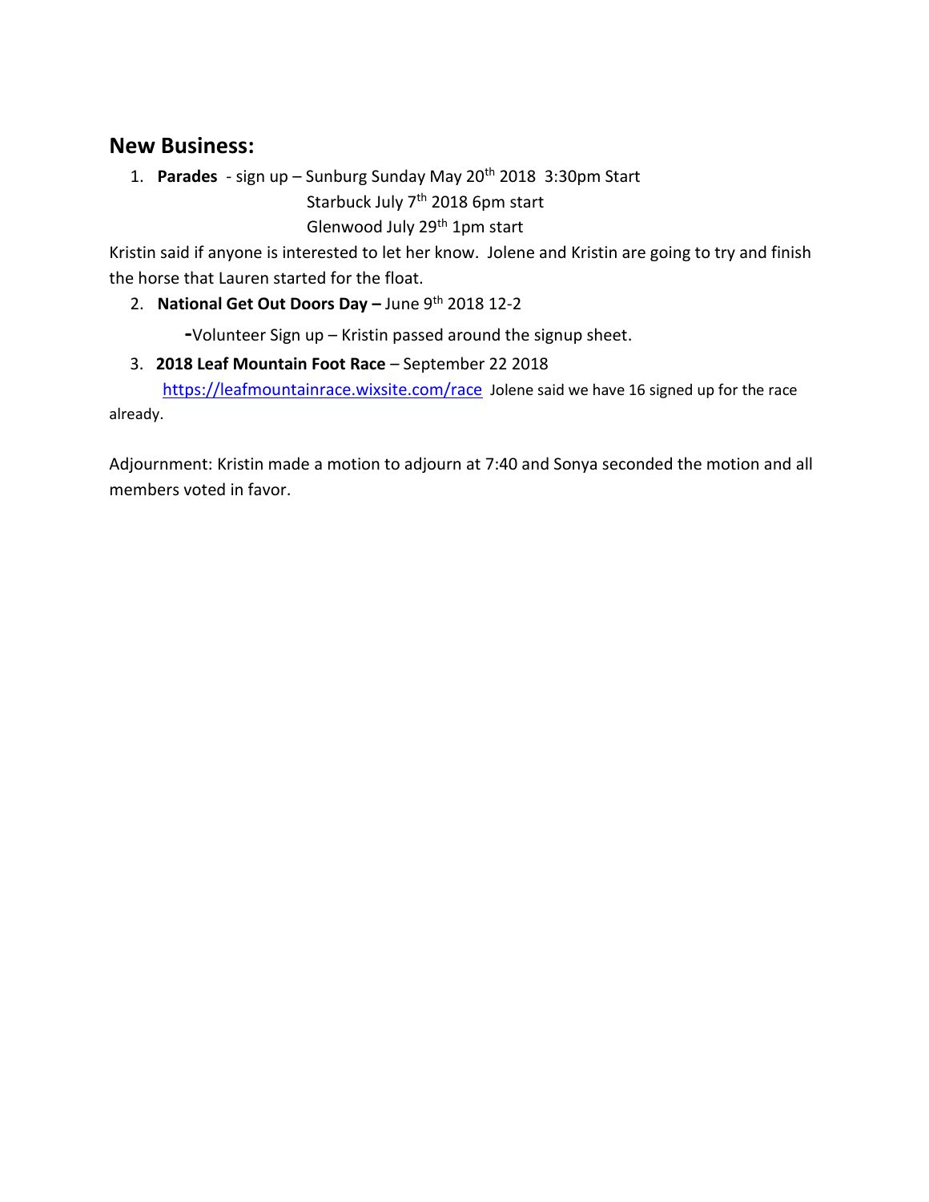## New Business:

1. **Parades** - sign up – Sunburg Sunday May 20th 2018 3:30pm Start
   Starbuck July 7th 2018 6pm start
   Glenwood July 29th 1pm start

Kristin said if anyone is interested to let her know. Jolene and Kristin are going to try and finish the horse that Lauren started for the float.

2. **National Get Out Doors Day –** June 9th 2018 12-2

   -Volunteer Sign up – Kristin passed around the signup sheet.

3. **2018 Leaf Mountain Foot Race** – September 22 2018

   https://leafmountainrace.wixsite.com/race Jolene said we have 16 signed up for the race already.

Adjournment: Kristin made a motion to adjourn at 7:40 and Sonya seconded the motion and all members voted in favor.